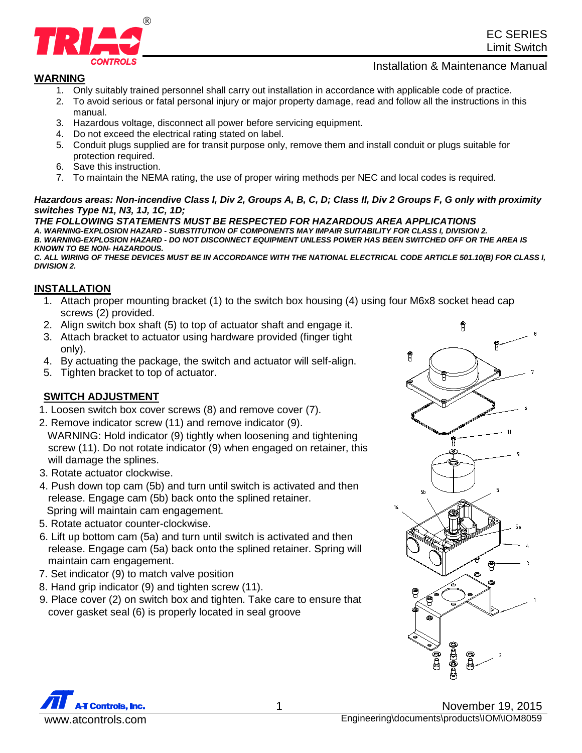EC SERIES
Limit Switch

Installation & Maintenance Manual

## WARNING

1. Only suitably trained personnel shall carry out installation in accordance with applicable code of practice.
2. To avoid serious or fatal personal injury or major property damage, read and follow all the instructions in this manual.
3. Hazardous voltage, disconnect all power before servicing equipment.
4. Do not exceed the electrical rating stated on label.
5. Conduit plugs supplied are for transit purpose only, remove them and install conduit or plugs suitable for protection required.
6. Save this instruction.
7. To maintain the NEMA rating, the use of proper wiring methods per NEC and local codes is required.

***Hazardous areas: Non-incendive Class I, Div 2, Groups A, B, C, D; Class II, Div 2 Groups F, G only with proximity switches Type N1, N3, 1J, 1C, 1D;***

***THE FOLLOWING STATEMENTS MUST BE RESPECTED FOR HAZARDOUS AREA APPLICATIONS***

***A. WARNING-EXPLOSION HAZARD - SUBSTITUTION OF COMPONENTS MAY IMPAIR SUITABILITY FOR CLASS I, DIVISION 2.***

***B. WARNING-EXPLOSION HAZARD - DO NOT DISCONNECT EQUIPMENT UNLESS POWER HAS BEEN SWITCHED OFF OR THE AREA IS KNOWN TO BE NON- HAZARDOUS.***

***C. ALL WIRING OF THESE DEVICES MUST BE IN ACCORDANCE WITH THE NATIONAL ELECTRICAL CODE ARTICLE 501.10(B) FOR CLASS I, DIVISION 2.***

## INSTALLATION

1. Attach proper mounting bracket (1) to the switch box housing (4) using four M6x8 socket head cap screws (2) provided.
2. Align switch box shaft (5) to top of actuator shaft and engage it.
3. Attach bracket to actuator using hardware provided (finger tight only).
4. By actuating the package, the switch and actuator will self-align.
5. Tighten bracket to top of actuator.

## SWITCH ADJUSTMENT

1. Loosen switch box cover screws (8) and remove cover (7).
2. Remove indicator screw (11) and remove indicator (9).
   WARNING: Hold indicator (9) tightly when loosening and tightening screw (11). Do not rotate indicator (9) when engaged on retainer, this will damage the splines.
3. Rotate actuator clockwise.
4. Push down top cam (5b) and turn until switch is activated and then release. Engage cam (5b) back onto the splined retainer. Spring will maintain cam engagement.
5. Rotate actuator counter-clockwise.
6. Lift up bottom cam (5a) and turn until switch is activated and then release. Engage cam (5a) back onto the splined retainer. Spring will maintain cam engagement.
7. Set indicator (9) to match valve position
8. Hand grip indicator (9) and tighten screw (11).
9. Place cover (2) on switch box and tighten. Take care to ensure that cover gasket seal (6) is properly located in seal groove

A-T Controls, Inc.
www.atcontrols.com

November 19, 2015
Engineering\documents\products\IOM\IOM8059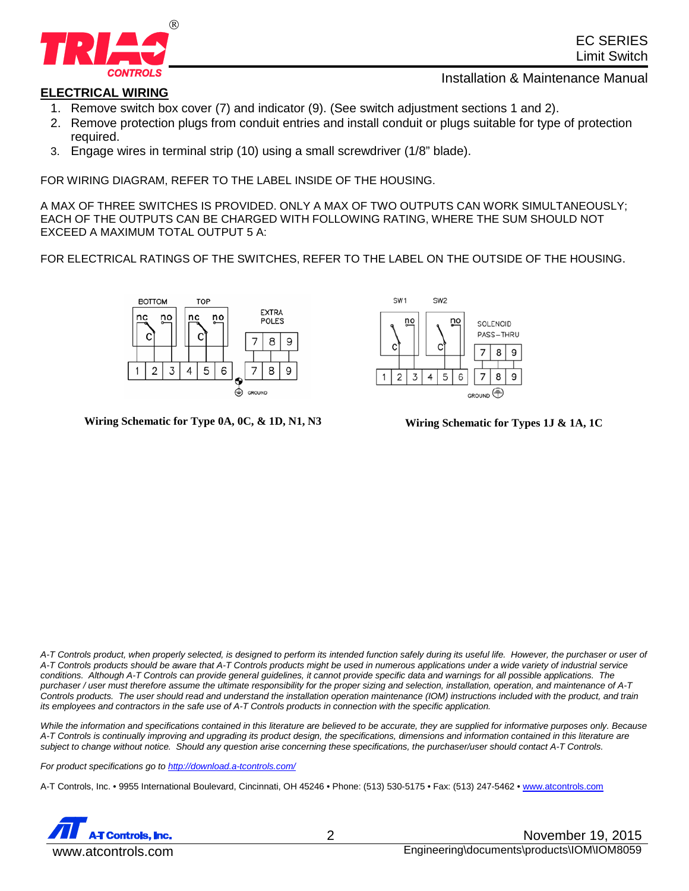## ELECTRICAL WIRING

1. Remove switch box cover (7) and indicator (9). (See switch adjustment sections 1 and 2).
2. Remove protection plugs from conduit entries and install conduit or plugs suitable for type of protection required.
3. Engage wires in terminal strip (10) using a small screwdriver (1/8" blade).

FOR WIRING DIAGRAM, REFER TO THE LABEL INSIDE OF THE HOUSING.

A MAX OF THREE SWITCHES IS PROVIDED. ONLY A MAX OF TWO OUTPUTS CAN WORK SIMULTANEOUSLY; EACH OF THE OUTPUTS CAN BE CHARGED WITH FOLLOWING RATING, WHERE THE SUM SHOULD NOT EXCEED A MAXIMUM TOTAL OUTPUT 5 A:

FOR ELECTRICAL RATINGS OF THE SWITCHES, REFER TO THE LABEL ON THE OUTSIDE OF THE HOUSING.

BOTTOM
TOP
nc no
C
EXTRA POLES
7 8 9
1 2 3 4 5 6 7 8 9
GROUND

**Wiring Schematic for Type 0A, 0C, & 1D, N1, N3**

SW1
SW2
no
C
SOLENOID PASS–THRU
7 8 9
1 2 3 4 5 6 7 8 9
GROUND

**Wiring Schematic for Types 1J & 1A, 1C**

*A-T Controls product, when properly selected, is designed to perform its intended function safely during its useful life. However, the purchaser or user of A-T Controls products should be aware that A-T Controls products might be used in numerous applications under a wide variety of industrial service conditions. Although A-T Controls can provide general guidelines, it cannot provide specific data and warnings for all possible applications. The purchaser / user must therefore assume the ultimate responsibility for the proper sizing and selection, installation, operation, and maintenance of A-T Controls products. The user should read and understand the installation operation maintenance (IOM) instructions included with the product, and train its employees and contractors in the safe use of A-T Controls products in connection with the specific application.*

*While the information and specifications contained in this literature are believed to be accurate, they are supplied for informative purposes only. Because A-T Controls is continually improving and upgrading its product design, the specifications, dimensions and information contained in this literature are subject to change without notice. Should any question arise concerning these specifications, the purchaser/user should contact A-T Controls.*

*For product specifications go to http://download.a-tcontrols.com/*

A-T Controls, Inc. • 9955 International Boulevard, Cincinnati, OH 45246 • Phone: (513) 530-5175 • Fax: (513) 247-5462 • www.atcontrols.com